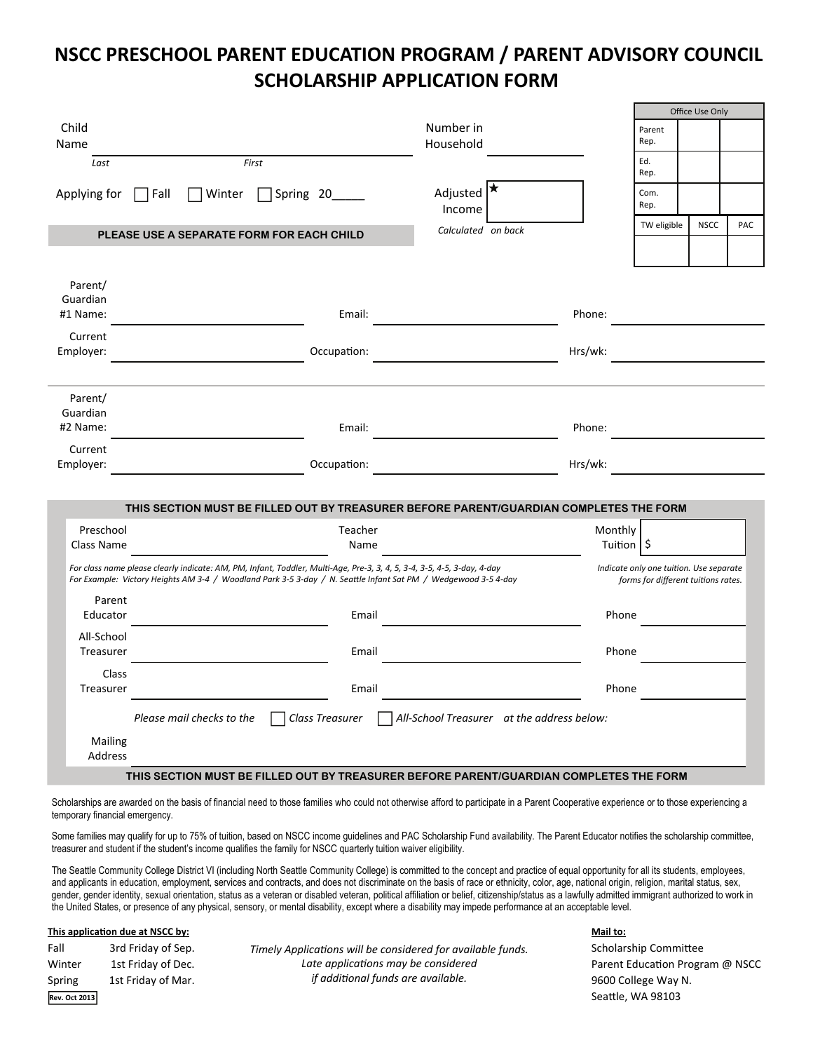# NSCC PRESCHOOL PARENT EDUCATION PROGRAM / PARENT ADVISORY COUNCIL SCHOLARSHIP APPLICATION FORM

| Office Use Only | | |
|---|---|---|
| Parent Rep. | | |
| Ed. Rep. | | |
| Com. Rep. | | |
| TW eligible | NSCC | PAC |
| | | |

Child Name ______________________ (Last) (First)

Number in Household __________

Applying for ☐ Fall ☐ Winter ☐ Spring 20_____

Adjusted Income ★ __________

*Calculated on back*

**PLEASE USE A SEPARATE FORM FOR EACH CHILD**

Parent/Guardian #1 Name: __________ Email: __________ Phone: __________

Current Employer: __________ Occupation: __________ Hrs/wk: __________

Parent/Guardian #2 Name: __________ Email: __________ Phone: __________

Current Employer: __________ Occupation: __________ Hrs/wk: __________

**THIS SECTION MUST BE FILLED OUT BY TREASURER BEFORE PARENT/GUARDIAN COMPLETES THE FORM**

Preschool Class Name __________ Teacher Name __________ Monthly Tuition $ __________

*For class name please clearly indicate: AM, PM, Infant, Toddler, Multi-Age, Pre-3, 3, 4, 5, 3-4, 3-5, 4-5, 3-day, 4-day*
*For Example: Victory Heights AM 3-4 / Woodland Park 3-5 3-day / N. Seattle Infant Sat PM / Wedgewood 3-5 4-day*

*Indicate only one tuition. Use separate forms for different tuitions rates.*

Parent Educator __________ Email __________ Phone __________

All-School Treasurer __________ Email __________ Phone __________

Class Treasurer __________ Email __________ Phone __________

*Please mail checks to the* ☐ *Class Treasurer* ☐ *All-School Treasurer at the address below:*

Mailing Address __________

**THIS SECTION MUST BE FILLED OUT BY TREASURER BEFORE PARENT/GUARDIAN COMPLETES THE FORM**

Scholarships are awarded on the basis of financial need to those families who could not otherwise afford to participate in a Parent Cooperative experience or to those experiencing a temporary financial emergency.

Some families may qualify for up to 75% of tuition, based on NSCC income guidelines and PAC Scholarship Fund availability. The Parent Educator notifies the scholarship committee, treasurer and student if the student's income qualifies the family for NSCC quarterly tuition waiver eligibility.

The Seattle Community College District VI (including North Seattle Community College) is committed to the concept and practice of equal opportunity for all its students, employees, and applicants in education, employment, services and contracts, and does not discriminate on the basis of race or ethnicity, color, age, national origin, religion, marital status, sex, gender, gender identity, sexual orientation, status as a veteran or disabled veteran, political affiliation or belief, citizenship/status as a lawfully admitted immigrant authorized to work in the United States, or presence of any physical, sensory, or mental disability, except where a disability may impede performance at an acceptable level.

**This application due at NSCC by:**

| | |
|---|---|
| Fall | 3rd Friday of Sep. |
| Winter | 1st Friday of Dec. |
| Spring | 1st Friday of Mar. |

*Timely Applications will be considered for available funds. Late applications may be considered if additional funds are available.*

**Mail to:**

Scholarship Committee
Parent Education Program @ NSCC
9600 College Way N.
Seattle, WA 98103

Rev. Oct 2013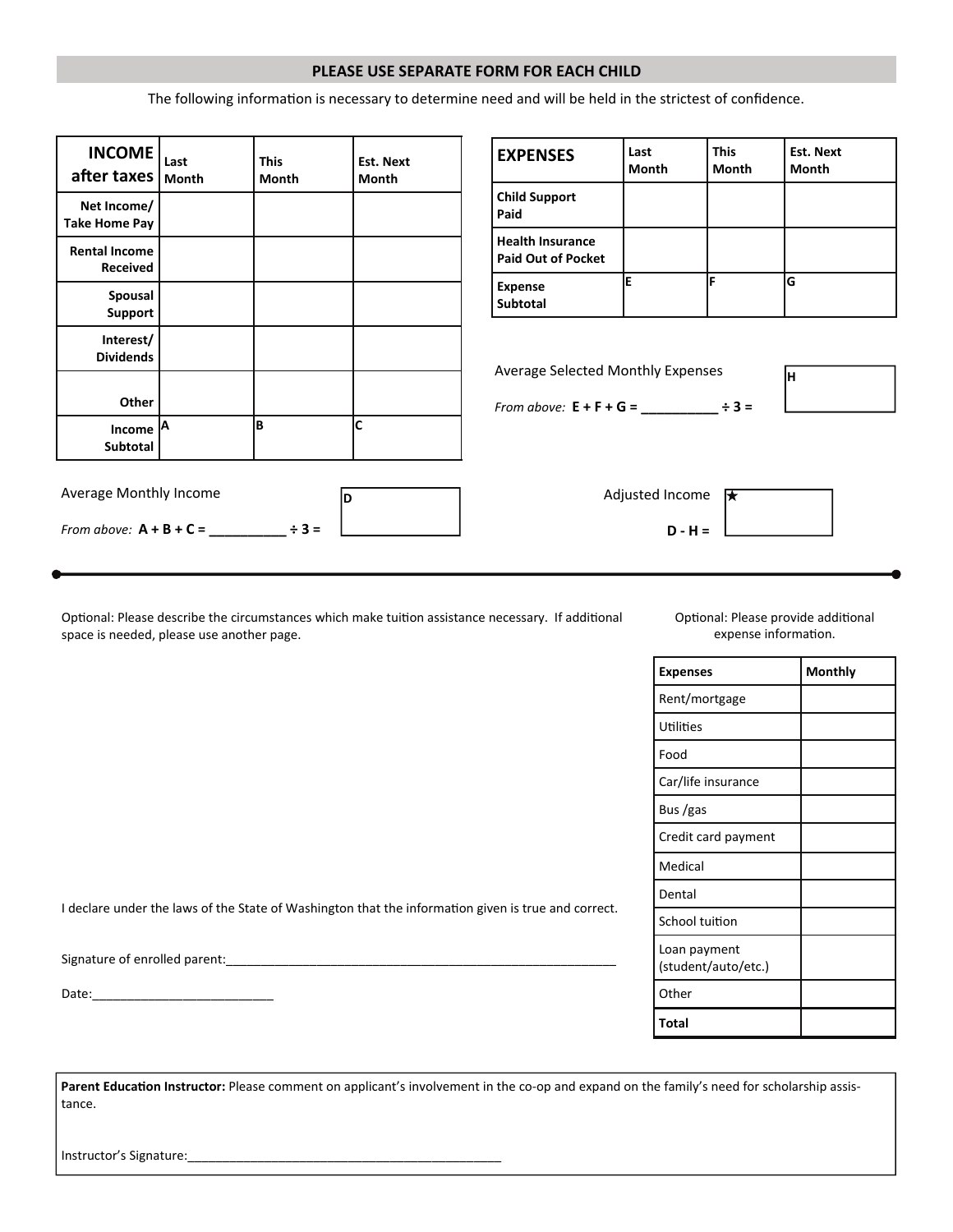## PLEASE USE SEPARATE FORM FOR EACH CHILD

The following information is necessary to determine need and will be held in the strictest of confidence.

| INCOME after taxes | Last Month | This Month | Est. Next Month |
|---|---|---|---|
| Net Income/ Take Home Pay | | | |
| Rental Income Received | | | |
| Spousal Support | | | |
| Interest/ Dividends | | | |
| Other | | | |
| Income Subtotal | A | B | C |

Average Monthly Income

*From above:* **A + B + C = __________ ÷ 3 =** | D |

| EXPENSES | Last Month | This Month | Est. Next Month |
|---|---|---|---|
| Child Support Paid | | | |
| Health Insurance Paid Out of Pocket | | | |
| Expense Subtotal | E | F | G |

Average Selected Monthly Expenses

*From above:* **E + F + G = __________ ÷ 3 =** | H |

Adjusted Income

**D - H =** | ★ |

---

Optional: Please describe the circumstances which make tuition assistance necessary. If additional space is needed, please use another page.

I declare under the laws of the State of Washington that the information given is true and correct.

Signature of enrolled parent:___________________________________________________________

Date:__________________________

Optional: Please provide additional expense information.

| Expenses | Monthly |
|---|---|
| Rent/mortgage | |
| Utilities | |
| Food | |
| Car/life insurance | |
| Bus /gas | |
| Credit card payment | |
| Medical | |
| Dental | |
| School tuition | |
| Loan payment (student/auto/etc.) | |
| Other | |
| **Total** | |

**Parent Education Instructor:** Please comment on applicant's involvement in the co-op and expand on the family's need for scholarship assistance.

Instructor's Signature:_______________________________________________